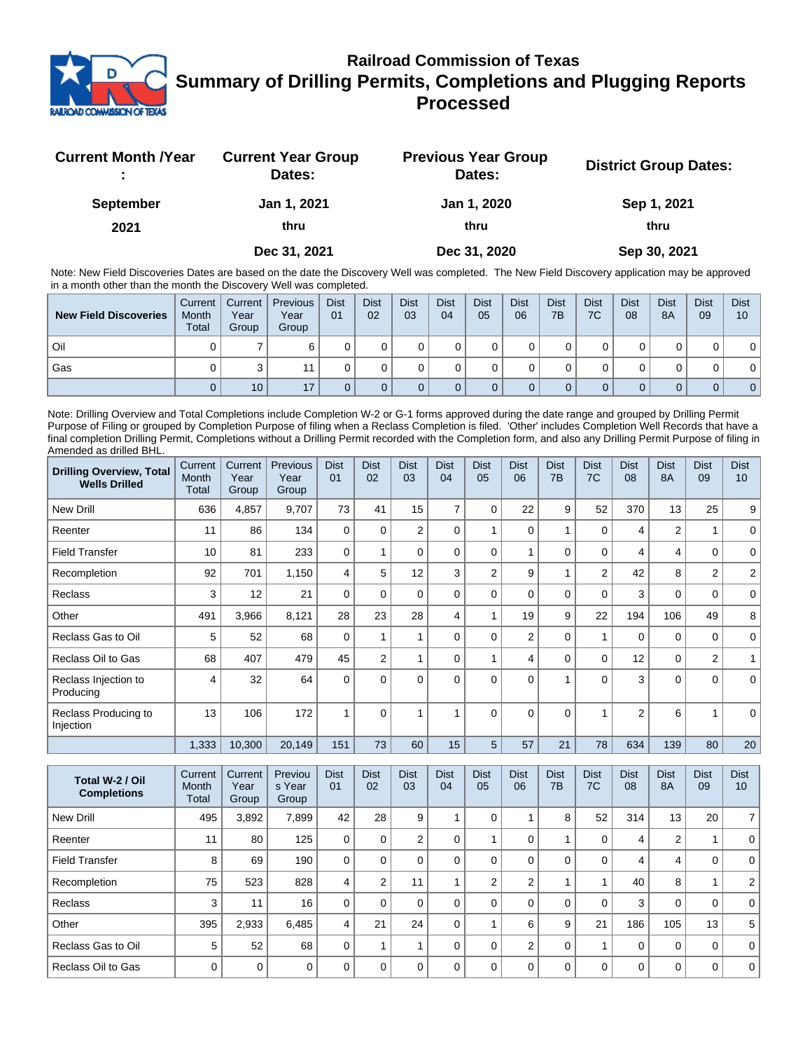# Railroad Commission of Texas
## Summary of Drilling Permits, Completions and Plugging Reports Processed

| Current Month /Year : | Current Year Group Dates: | Previous Year Group Dates: | District Group Dates: |
|---|---|---|---|
| September 2021 | Jan 1, 2021 thru Dec 31, 2021 | Jan 1, 2020 thru Dec 31, 2020 | Sep 1, 2021 thru Sep 30, 2021 |

Note: New Field Discoveries Dates are based on the date the Discovery Well was completed. The New Field Discovery application may be approved in a month other than the month the Discovery Well was completed.

| New Field Discoveries | Current Month Total | Current Year Group | Previous Year Group | Dist 01 | Dist 02 | Dist 03 | Dist 04 | Dist 05 | Dist 06 | Dist 7B | Dist 7C | Dist 08 | Dist 8A | Dist 09 | Dist 10 |
|---|---|---|---|---|---|---|---|---|---|---|---|---|---|---|---|
| Oil | 0 | 7 | 6 | 0 | 0 | 0 | 0 | 0 | 0 | 0 | 0 | 0 | 0 | 0 | 0 |
| Gas | 0 | 3 | 11 | 0 | 0 | 0 | 0 | 0 | 0 | 0 | 0 | 0 | 0 | 0 | 0 |
| | 0 | 10 | 17 | 0 | 0 | 0 | 0 | 0 | 0 | 0 | 0 | 0 | 0 | 0 | 0 |

Note: Drilling Overview and Total Completions include Completion W-2 or G-1 forms approved during the date range and grouped by Drilling Permit Purpose of Filing or grouped by Completion Purpose of filing when a Reclass Completion is filed. 'Other' includes Completion Well Records that have a final completion Drilling Permit, Completions without a Drilling Permit recorded with the Completion form, and also any Drilling Permit Purpose of filing in Amended as drilled BHL.

| Drilling Overview, Total Wells Drilled | Current Month Total | Current Year Group | Previous Year Group | Dist 01 | Dist 02 | Dist 03 | Dist 04 | Dist 05 | Dist 06 | Dist 7B | Dist 7C | Dist 08 | Dist 8A | Dist 09 | Dist 10 |
|---|---|---|---|---|---|---|---|---|---|---|---|---|---|---|---|
| New Drill | 636 | 4,857 | 9,707 | 73 | 41 | 15 | 7 | 0 | 22 | 9 | 52 | 370 | 13 | 25 | 9 |
| Reenter | 11 | 86 | 134 | 0 | 0 | 2 | 0 | 1 | 0 | 1 | 0 | 4 | 2 | 1 | 0 |
| Field Transfer | 10 | 81 | 233 | 0 | 1 | 0 | 0 | 0 | 1 | 0 | 0 | 4 | 4 | 0 | 0 |
| Recompletion | 92 | 701 | 1,150 | 4 | 5 | 12 | 3 | 2 | 9 | 1 | 2 | 42 | 8 | 2 | 2 |
| Reclass | 3 | 12 | 21 | 0 | 0 | 0 | 0 | 0 | 0 | 0 | 0 | 3 | 0 | 0 | 0 |
| Other | 491 | 3,966 | 8,121 | 28 | 23 | 28 | 4 | 1 | 19 | 9 | 22 | 194 | 106 | 49 | 8 |
| Reclass Gas to Oil | 5 | 52 | 68 | 0 | 1 | 1 | 0 | 0 | 2 | 0 | 1 | 0 | 0 | 0 | 0 |
| Reclass Oil to Gas | 68 | 407 | 479 | 45 | 2 | 1 | 0 | 1 | 4 | 0 | 0 | 12 | 0 | 2 | 1 |
| Reclass Injection to Producing | 4 | 32 | 64 | 0 | 0 | 0 | 0 | 0 | 0 | 1 | 0 | 3 | 0 | 0 | 0 |
| Reclass Producing to Injection | 13 | 106 | 172 | 1 | 0 | 1 | 1 | 0 | 0 | 0 | 1 | 2 | 6 | 1 | 0 |
| | 1,333 | 10,300 | 20,149 | 151 | 73 | 60 | 15 | 5 | 57 | 21 | 78 | 634 | 139 | 80 | 20 |

| Total W-2 / Oil Completions | Current Month Total | Current Year Group | Previous Year Group | Dist 01 | Dist 02 | Dist 03 | Dist 04 | Dist 05 | Dist 06 | Dist 7B | Dist 7C | Dist 08 | Dist 8A | Dist 09 | Dist 10 |
|---|---|---|---|---|---|---|---|---|---|---|---|---|---|---|---|
| New Drill | 495 | 3,892 | 7,899 | 42 | 28 | 9 | 1 | 0 | 1 | 8 | 52 | 314 | 13 | 20 | 7 |
| Reenter | 11 | 80 | 125 | 0 | 0 | 2 | 0 | 1 | 0 | 1 | 0 | 4 | 2 | 1 | 0 |
| Field Transfer | 8 | 69 | 190 | 0 | 0 | 0 | 0 | 0 | 0 | 0 | 0 | 4 | 4 | 0 | 0 |
| Recompletion | 75 | 523 | 828 | 4 | 2 | 11 | 1 | 2 | 2 | 1 | 1 | 40 | 8 | 1 | 2 |
| Reclass | 3 | 11 | 16 | 0 | 0 | 0 | 0 | 0 | 0 | 0 | 0 | 3 | 0 | 0 | 0 |
| Other | 395 | 2,933 | 6,485 | 4 | 21 | 24 | 0 | 1 | 6 | 9 | 21 | 186 | 105 | 13 | 5 |
| Reclass Gas to Oil | 5 | 52 | 68 | 0 | 1 | 1 | 0 | 0 | 2 | 0 | 1 | 0 | 0 | 0 | 0 |
| Reclass Oil to Gas | 0 | 0 | 0 | 0 | 0 | 0 | 0 | 0 | 0 | 0 | 0 | 0 | 0 | 0 | 0 |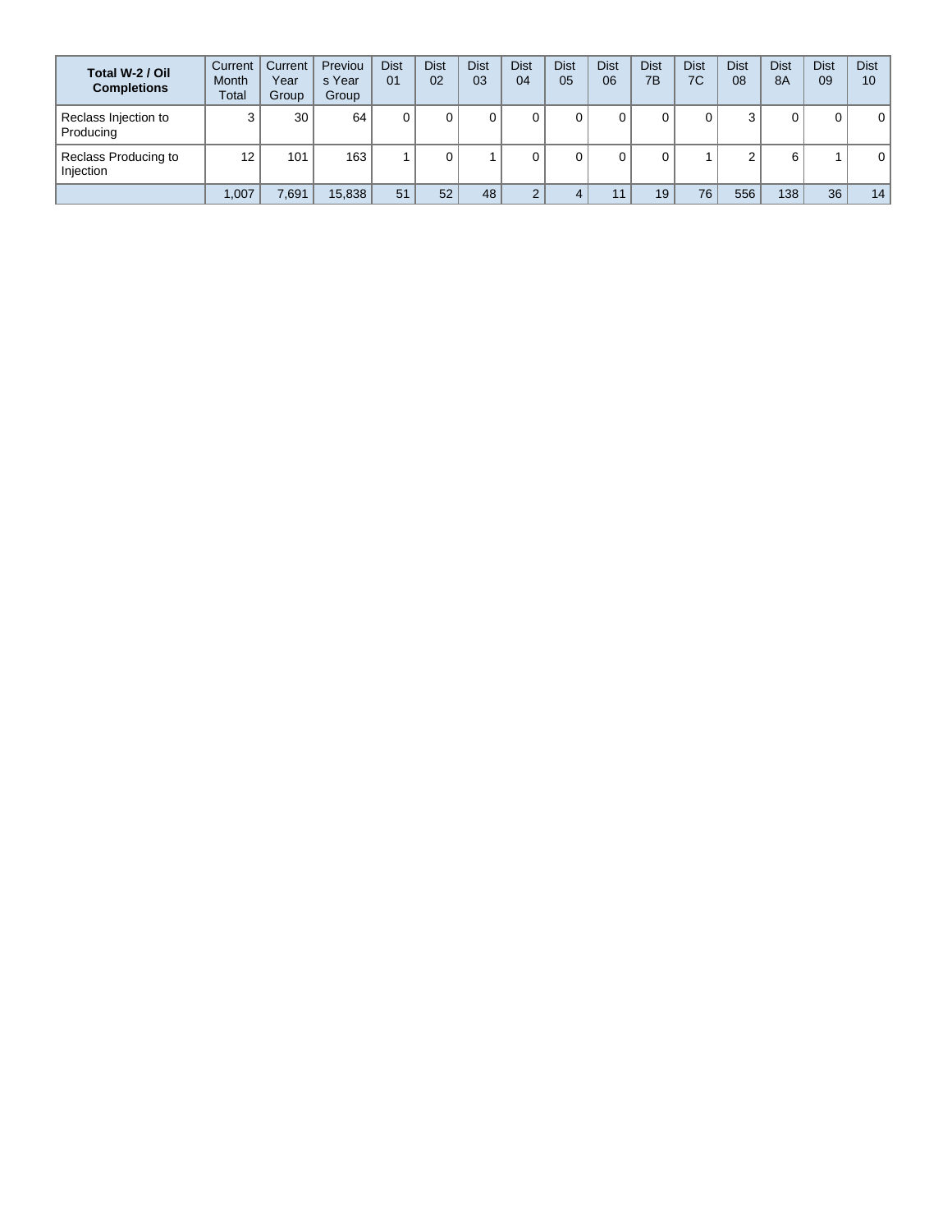| Total W-2 / Oil Completions | Current Month Total | Current Year Group | Previous Year Group | Dist 01 | Dist 02 | Dist 03 | Dist 04 | Dist 05 | Dist 06 | Dist 7B | Dist 7C | Dist 08 | Dist 8A | Dist 09 | Dist 10 |
|---|---|---|---|---|---|---|---|---|---|---|---|---|---|---|---|
| Reclass Injection to Producing | 3 | 30 | 64 | 0 | 0 | 0 | 0 | 0 | 0 | 0 | 0 | 3 | 0 | 0 | 0 |
| Reclass Producing to Injection | 12 | 101 | 163 | 1 | 0 | 1 | 0 | 0 | 0 | 0 | 1 | 2 | 6 | 1 | 0 |
| | 1,007 | 7,691 | 15,838 | 51 | 52 | 48 | 2 | 4 | 11 | 19 | 76 | 556 | 138 | 36 | 14 |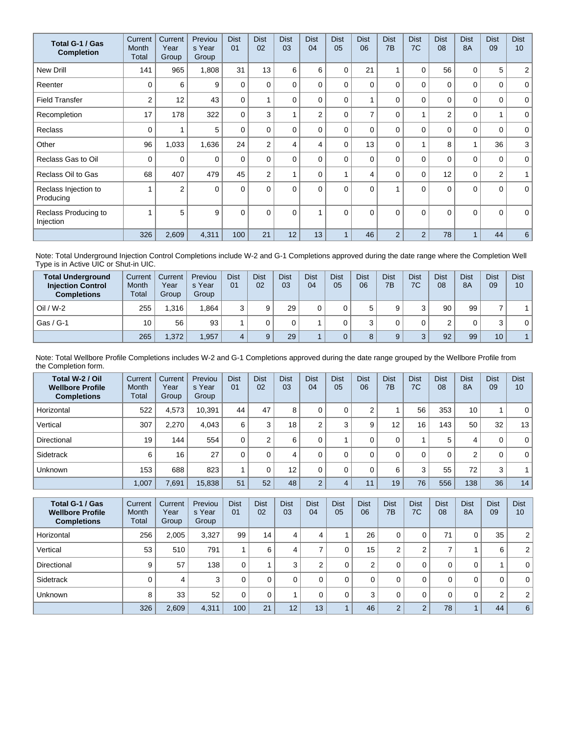| Total G-1 / Gas Completion | Current Month Total | Current Year Group | Previous Year Group | Dist 01 | Dist 02 | Dist 03 | Dist 04 | Dist 05 | Dist 06 | Dist 7B | Dist 7C | Dist 08 | Dist 8A | Dist 09 | Dist 10 |
|---|---|---|---|---|---|---|---|---|---|---|---|---|---|---|---|
| New Drill | 141 | 965 | 1,808 | 31 | 13 | 6 | 6 | 0 | 21 | 1 | 0 | 56 | 0 | 5 | 2 |
| Reenter | 0 | 6 | 9 | 0 | 0 | 0 | 0 | 0 | 0 | 0 | 0 | 0 | 0 | 0 | 0 |
| Field Transfer | 2 | 12 | 43 | 0 | 1 | 0 | 0 | 0 | 1 | 0 | 0 | 0 | 0 | 0 | 0 |
| Recompletion | 17 | 178 | 322 | 0 | 3 | 1 | 2 | 0 | 7 | 0 | 1 | 2 | 0 | 1 | 0 |
| Reclass | 0 | 1 | 5 | 0 | 0 | 0 | 0 | 0 | 0 | 0 | 0 | 0 | 0 | 0 | 0 |
| Other | 96 | 1,033 | 1,636 | 24 | 2 | 4 | 4 | 0 | 13 | 0 | 1 | 8 | 1 | 36 | 3 |
| Reclass Gas to Oil | 0 | 0 | 0 | 0 | 0 | 0 | 0 | 0 | 0 | 0 | 0 | 0 | 0 | 0 | 0 |
| Reclass Oil to Gas | 68 | 407 | 479 | 45 | 2 | 1 | 0 | 1 | 4 | 0 | 0 | 12 | 0 | 2 | 1 |
| Reclass Injection to Producing | 1 | 2 | 0 | 0 | 0 | 0 | 0 | 0 | 0 | 1 | 0 | 0 | 0 | 0 | 0 |
| Reclass Producing to Injection | 1 | 5 | 9 | 0 | 0 | 0 | 1 | 0 | 0 | 0 | 0 | 0 | 0 | 0 | 0 |
| | 326 | 2,609 | 4,311 | 100 | 21 | 12 | 13 | 1 | 46 | 2 | 2 | 78 | 1 | 44 | 6 |

Note: Total Underground Injection Control Completions include W-2 and G-1 Completions approved during the date range where the Completion Well Type is in Active UIC or Shut-in UIC.

| Total Underground Injection Control Completions | Current Month Total | Current Year Group | Previous Year Group | Dist 01 | Dist 02 | Dist 03 | Dist 04 | Dist 05 | Dist 06 | Dist 7B | Dist 7C | Dist 08 | Dist 8A | Dist 09 | Dist 10 |
|---|---|---|---|---|---|---|---|---|---|---|---|---|---|---|---|
| Oil / W-2 | 255 | 1,316 | 1,864 | 3 | 9 | 29 | 0 | 0 | 5 | 9 | 3 | 90 | 99 | 7 | 1 |
| Gas / G-1 | 10 | 56 | 93 | 1 | 0 | 0 | 1 | 0 | 3 | 0 | 0 | 2 | 0 | 3 | 0 |
| | 265 | 1,372 | 1,957 | 4 | 9 | 29 | 1 | 0 | 8 | 9 | 3 | 92 | 99 | 10 | 1 |

Note: Total Wellbore Profile Completions includes W-2 and G-1 Completions approved during the date range grouped by the Wellbore Profile from the Completion form.

| Total W-2 / Oil Wellbore Profile Completions | Current Month Total | Current Year Group | Previous Year Group | Dist 01 | Dist 02 | Dist 03 | Dist 04 | Dist 05 | Dist 06 | Dist 7B | Dist 7C | Dist 08 | Dist 8A | Dist 09 | Dist 10 |
|---|---|---|---|---|---|---|---|---|---|---|---|---|---|---|---|
| Horizontal | 522 | 4,573 | 10,391 | 44 | 47 | 8 | 0 | 0 | 2 | 1 | 56 | 353 | 10 | 1 | 0 |
| Vertical | 307 | 2,270 | 4,043 | 6 | 3 | 18 | 2 | 3 | 9 | 12 | 16 | 143 | 50 | 32 | 13 |
| Directional | 19 | 144 | 554 | 0 | 2 | 6 | 0 | 1 | 0 | 0 | 1 | 5 | 4 | 0 | 0 |
| Sidetrack | 6 | 16 | 27 | 0 | 0 | 4 | 0 | 0 | 0 | 0 | 0 | 0 | 2 | 0 | 0 |
| Unknown | 153 | 688 | 823 | 1 | 0 | 12 | 0 | 0 | 0 | 6 | 3 | 55 | 72 | 3 | 1 |
| | 1,007 | 7,691 | 15,838 | 51 | 52 | 48 | 2 | 4 | 11 | 19 | 76 | 556 | 138 | 36 | 14 |

| Total G-1 / Gas Wellbore Profile Completions | Current Month Total | Current Year Group | Previous Year Group | Dist 01 | Dist 02 | Dist 03 | Dist 04 | Dist 05 | Dist 06 | Dist 7B | Dist 7C | Dist 08 | Dist 8A | Dist 09 | Dist 10 |
|---|---|---|---|---|---|---|---|---|---|---|---|---|---|---|---|
| Horizontal | 256 | 2,005 | 3,327 | 99 | 14 | 4 | 4 | 1 | 26 | 0 | 0 | 71 | 0 | 35 | 2 |
| Vertical | 53 | 510 | 791 | 1 | 6 | 4 | 7 | 0 | 15 | 2 | 2 | 7 | 1 | 6 | 2 |
| Directional | 9 | 57 | 138 | 0 | 1 | 3 | 2 | 0 | 2 | 0 | 0 | 0 | 0 | 1 | 0 |
| Sidetrack | 0 | 4 | 3 | 0 | 0 | 0 | 0 | 0 | 0 | 0 | 0 | 0 | 0 | 0 | 0 |
| Unknown | 8 | 33 | 52 | 0 | 0 | 1 | 0 | 0 | 3 | 0 | 0 | 0 | 0 | 2 | 2 |
| | 326 | 2,609 | 4,311 | 100 | 21 | 12 | 13 | 1 | 46 | 2 | 2 | 78 | 1 | 44 | 6 |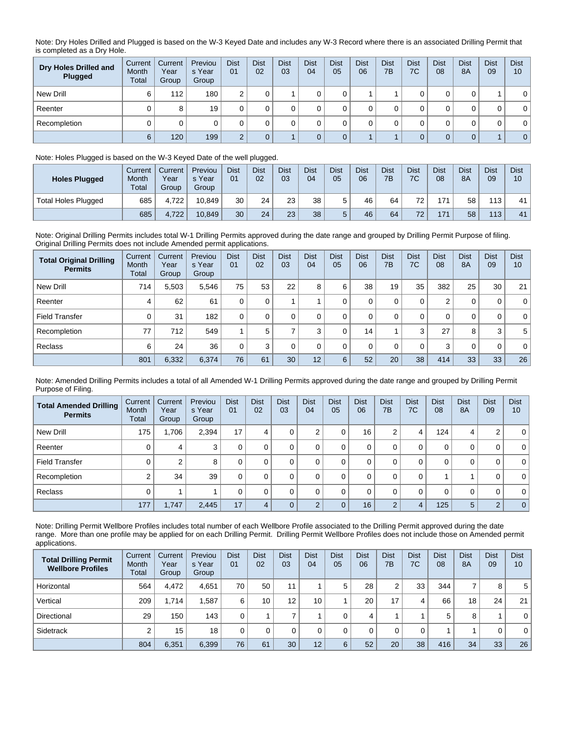Note: Dry Holes Drilled and Plugged is based on the W-3 Keyed Date and includes any W-3 Record where there is an associated Drilling Permit that is completed as a Dry Hole.

| Dry Holes Drilled and Plugged | Current Month Total | Current Year Group | Previous Year Group | Dist 01 | Dist 02 | Dist 03 | Dist 04 | Dist 05 | Dist 06 | Dist 7B | Dist 7C | Dist 08 | Dist 8A | Dist 09 | Dist 10 |
|---|---|---|---|---|---|---|---|---|---|---|---|---|---|---|---|
| New Drill | 6 | 112 | 180 | 2 | 0 | 1 | 0 | 0 | 1 | 1 | 0 | 0 | 0 | 1 | 0 |
| Reenter | 0 | 8 | 19 | 0 | 0 | 0 | 0 | 0 | 0 | 0 | 0 | 0 | 0 | 0 | 0 |
| Recompletion | 0 | 0 | 0 | 0 | 0 | 0 | 0 | 0 | 0 | 0 | 0 | 0 | 0 | 0 | 0 |
| | 6 | 120 | 199 | 2 | 0 | 1 | 0 | 0 | 1 | 1 | 0 | 0 | 0 | 1 | 0 |

Note: Holes Plugged is based on the W-3 Keyed Date of the well plugged.

| Holes Plugged | Current Month Total | Current Year Group | Previous Year Group | Dist 01 | Dist 02 | Dist 03 | Dist 04 | Dist 05 | Dist 06 | Dist 7B | Dist 7C | Dist 08 | Dist 8A | Dist 09 | Dist 10 |
|---|---|---|---|---|---|---|---|---|---|---|---|---|---|---|---|
| Total Holes Plugged | 685 | 4,722 | 10,849 | 30 | 24 | 23 | 38 | 5 | 46 | 64 | 72 | 171 | 58 | 113 | 41 |
| | 685 | 4,722 | 10,849 | 30 | 24 | 23 | 38 | 5 | 46 | 64 | 72 | 171 | 58 | 113 | 41 |

Note: Original Drilling Permits includes total W-1 Drilling Permits approved during the date range and grouped by Drilling Permit Purpose of filing. Original Drilling Permits does not include Amended permit applications.

| Total Original Drilling Permits | Current Month Total | Current Year Group | Previous Year Group | Dist 01 | Dist 02 | Dist 03 | Dist 04 | Dist 05 | Dist 06 | Dist 7B | Dist 7C | Dist 08 | Dist 8A | Dist 09 | Dist 10 |
|---|---|---|---|---|---|---|---|---|---|---|---|---|---|---|---|
| New Drill | 714 | 5,503 | 5,546 | 75 | 53 | 22 | 8 | 6 | 38 | 19 | 35 | 382 | 25 | 30 | 21 |
| Reenter | 4 | 62 | 61 | 0 | 0 | 1 | 1 | 0 | 0 | 0 | 0 | 2 | 0 | 0 | 0 |
| Field Transfer | 0 | 31 | 182 | 0 | 0 | 0 | 0 | 0 | 0 | 0 | 0 | 0 | 0 | 0 | 0 |
| Recompletion | 77 | 712 | 549 | 1 | 5 | 7 | 3 | 0 | 14 | 1 | 3 | 27 | 8 | 3 | 5 |
| Reclass | 6 | 24 | 36 | 0 | 3 | 0 | 0 | 0 | 0 | 0 | 0 | 3 | 0 | 0 | 0 |
| | 801 | 6,332 | 6,374 | 76 | 61 | 30 | 12 | 6 | 52 | 20 | 38 | 414 | 33 | 33 | 26 |

Note: Amended Drilling Permits includes a total of all Amended W-1 Drilling Permits approved during the date range and grouped by Drilling Permit Purpose of Filing.

| Total Amended Drilling Permits | Current Month Total | Current Year Group | Previous Year Group | Dist 01 | Dist 02 | Dist 03 | Dist 04 | Dist 05 | Dist 06 | Dist 7B | Dist 7C | Dist 08 | Dist 8A | Dist 09 | Dist 10 |
|---|---|---|---|---|---|---|---|---|---|---|---|---|---|---|---|
| New Drill | 175 | 1,706 | 2,394 | 17 | 4 | 0 | 2 | 0 | 16 | 2 | 4 | 124 | 4 | 2 | 0 |
| Reenter | 0 | 4 | 3 | 0 | 0 | 0 | 0 | 0 | 0 | 0 | 0 | 0 | 0 | 0 | 0 |
| Field Transfer | 0 | 2 | 8 | 0 | 0 | 0 | 0 | 0 | 0 | 0 | 0 | 0 | 0 | 0 | 0 |
| Recompletion | 2 | 34 | 39 | 0 | 0 | 0 | 0 | 0 | 0 | 0 | 0 | 1 | 1 | 0 | 0 |
| Reclass | 0 | 1 | 1 | 0 | 0 | 0 | 0 | 0 | 0 | 0 | 0 | 0 | 0 | 0 | 0 |
| | 177 | 1,747 | 2,445 | 17 | 4 | 0 | 2 | 0 | 16 | 2 | 4 | 125 | 5 | 2 | 0 |

Note: Drilling Permit Wellbore Profiles includes total number of each Wellbore Profile associated to the Drilling Permit approved during the date range. More than one profile may be applied for on each Drilling Permit. Drilling Permit Wellbore Profiles does not include those on Amended permit applications.

| Total Drilling Permit Wellbore Profiles | Current Month Total | Current Year Group | Previous Year Group | Dist 01 | Dist 02 | Dist 03 | Dist 04 | Dist 05 | Dist 06 | Dist 7B | Dist 7C | Dist 08 | Dist 8A | Dist 09 | Dist 10 |
|---|---|---|---|---|---|---|---|---|---|---|---|---|---|---|---|
| Horizontal | 564 | 4,472 | 4,651 | 70 | 50 | 11 | 1 | 5 | 28 | 2 | 33 | 344 | 7 | 8 | 5 |
| Vertical | 209 | 1,714 | 1,587 | 6 | 10 | 12 | 10 | 1 | 20 | 17 | 4 | 66 | 18 | 24 | 21 |
| Directional | 29 | 150 | 143 | 0 | 1 | 7 | 1 | 0 | 4 | 1 | 1 | 5 | 8 | 1 | 0 |
| Sidetrack | 2 | 15 | 18 | 0 | 0 | 0 | 0 | 0 | 0 | 0 | 0 | 1 | 1 | 0 | 0 |
| | 804 | 6,351 | 6,399 | 76 | 61 | 30 | 12 | 6 | 52 | 20 | 38 | 416 | 34 | 33 | 26 |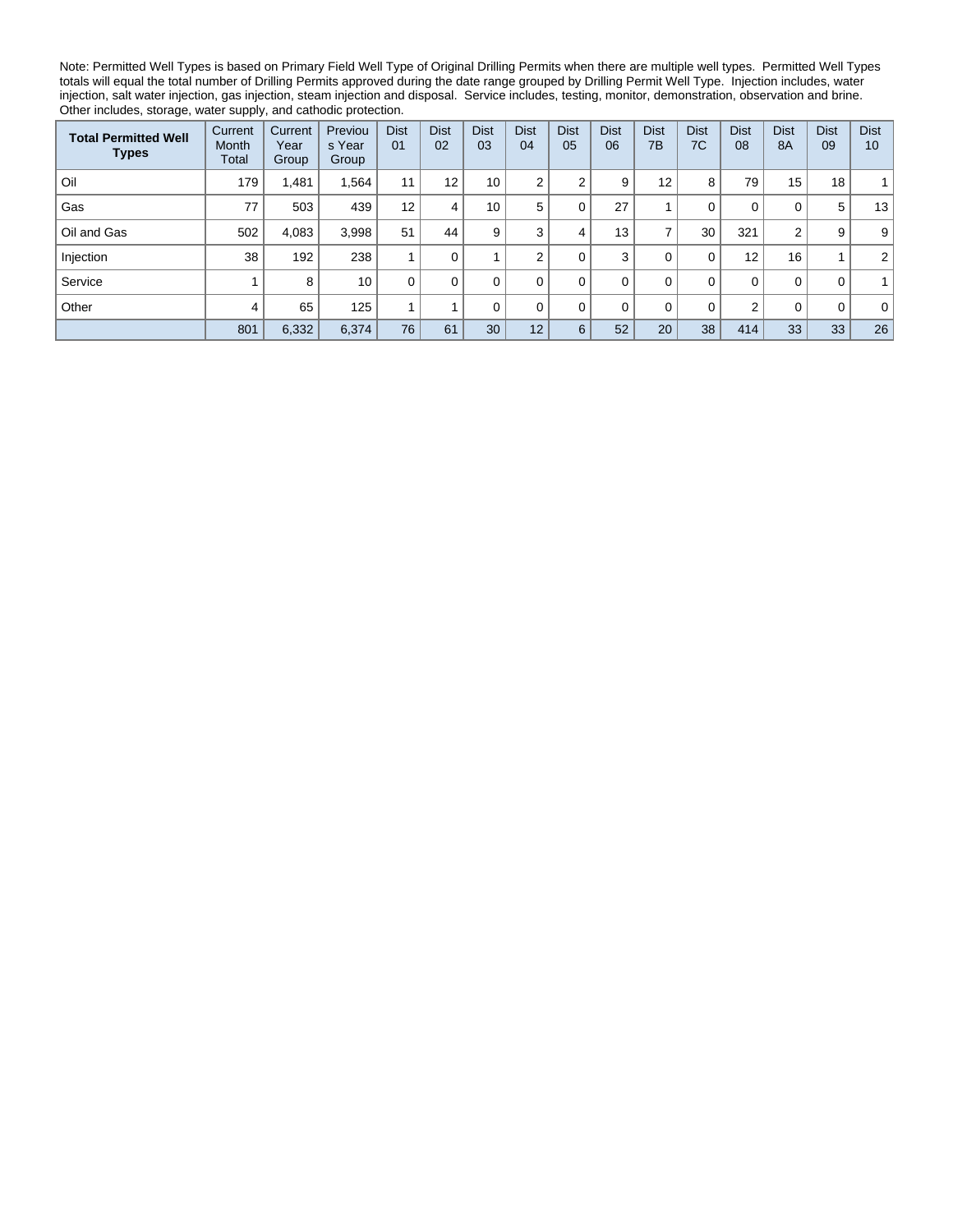Note: Permitted Well Types is based on Primary Field Well Type of Original Drilling Permits when there are multiple well types. Permitted Well Types totals will equal the total number of Drilling Permits approved during the date range grouped by Drilling Permit Well Type. Injection includes, water injection, salt water injection, gas injection, steam injection and disposal. Service includes, testing, monitor, demonstration, observation and brine. Other includes, storage, water supply, and cathodic protection.

| Total Permitted Well Types | Current Month Total | Current Year Group | Previous Year Group | Dist 01 | Dist 02 | Dist 03 | Dist 04 | Dist 05 | Dist 06 | Dist 7B | Dist 7C | Dist 08 | Dist 8A | Dist 09 | Dist 10 |
|---|---|---|---|---|---|---|---|---|---|---|---|---|---|---|---|
| Oil | 179 | 1,481 | 1,564 | 11 | 12 | 10 | 2 | 2 | 9 | 12 | 8 | 79 | 15 | 18 | 1 |
| Gas | 77 | 503 | 439 | 12 | 4 | 10 | 5 | 0 | 27 | 1 | 0 | 0 | 0 | 5 | 13 |
| Oil and Gas | 502 | 4,083 | 3,998 | 51 | 44 | 9 | 3 | 4 | 13 | 7 | 30 | 321 | 2 | 9 | 9 |
| Injection | 38 | 192 | 238 | 1 | 0 | 1 | 2 | 0 | 3 | 0 | 0 | 12 | 16 | 1 | 2 |
| Service | 1 | 8 | 10 | 0 | 0 | 0 | 0 | 0 | 0 | 0 | 0 | 0 | 0 | 0 | 1 |
| Other | 4 | 65 | 125 | 1 | 1 | 0 | 0 | 0 | 0 | 0 | 0 | 2 | 0 | 0 | 0 |
| | 801 | 6,332 | 6,374 | 76 | 61 | 30 | 12 | 6 | 52 | 20 | 38 | 414 | 33 | 33 | 26 |